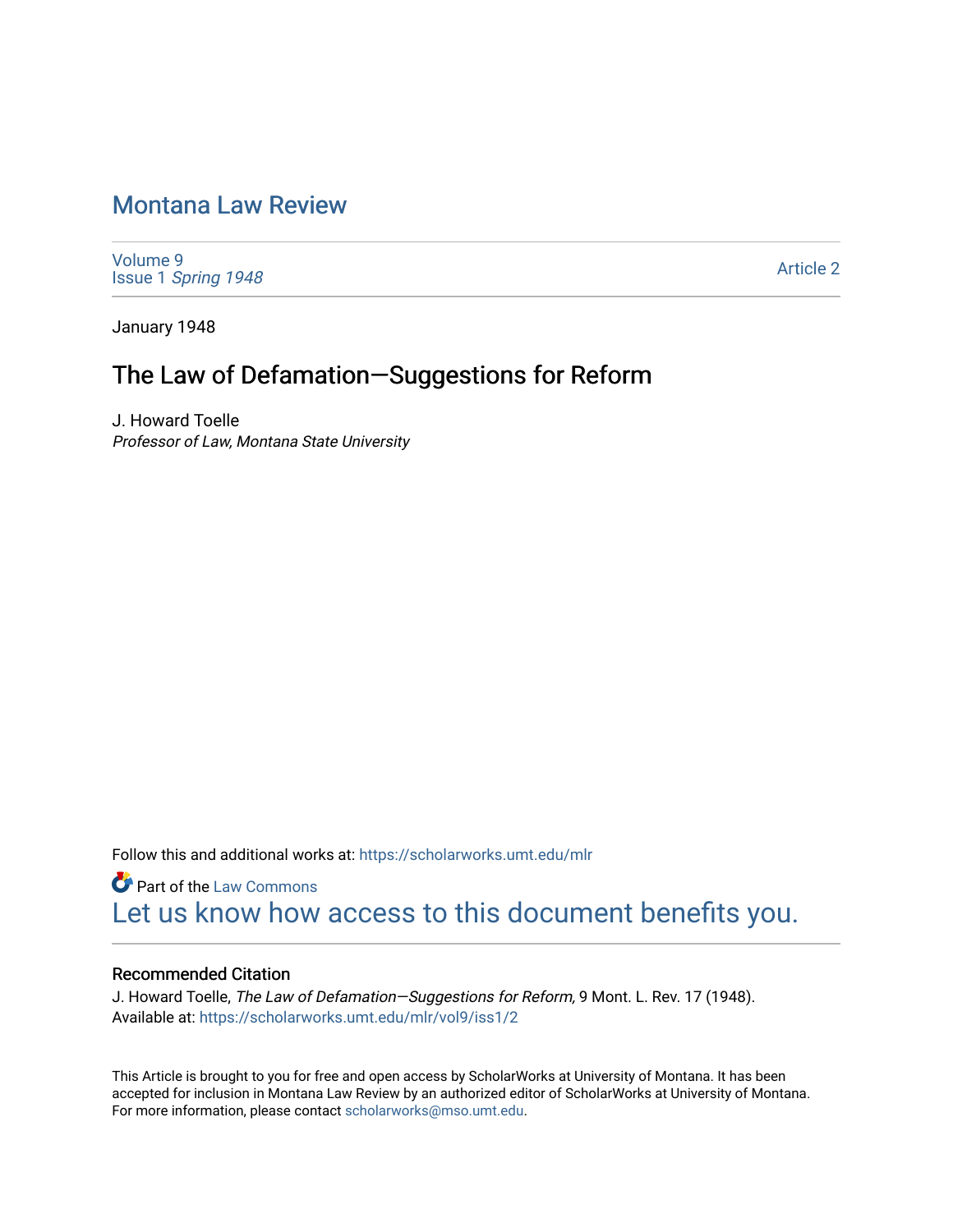# Montana Law Review

Volume 9
Issue 1 *Spring 1948*

Article 2

January 1948

## The Law of Defamation—Suggestions for Reform

J. Howard Toelle
*Professor of Law, Montana State University*

Follow this and additional works at: https://scholarworks.umt.edu/mlr

Part of the Law Commons

Let us know how access to this document benefits you.

### Recommended Citation

J. Howard Toelle, *The Law of Defamation—Suggestions for Reform,* 9 Mont. L. Rev. 17 (1948).
Available at: https://scholarworks.umt.edu/mlr/vol9/iss1/2

This Article is brought to you for free and open access by ScholarWorks at University of Montana. It has been accepted for inclusion in Montana Law Review by an authorized editor of ScholarWorks at University of Montana. For more information, please contact scholarworks@mso.umt.edu.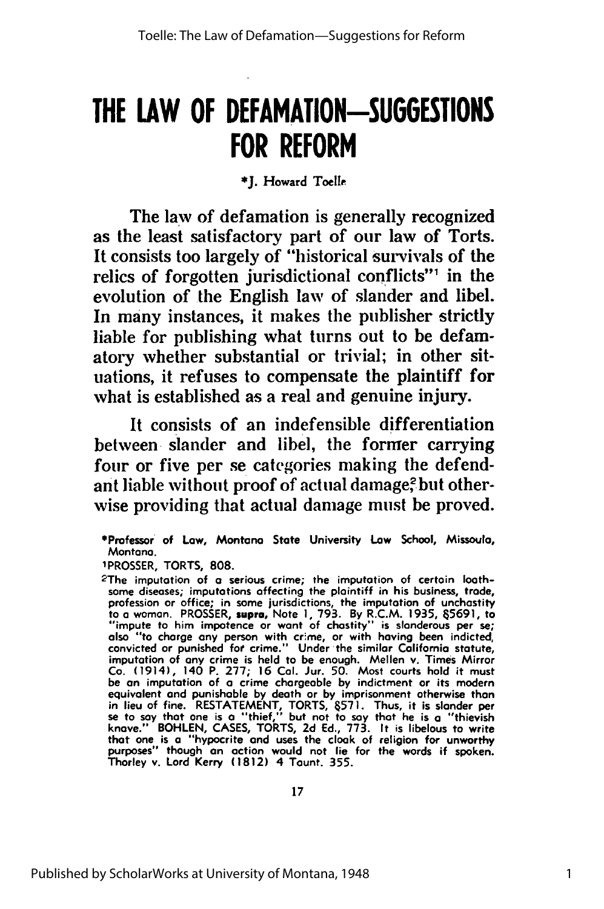# THE LAW OF DEFAMATION—SUGGESTIONS FOR REFORM

*J. Howard Toelle

The law of defamation is generally recognized as the least satisfactory part of our law of Torts. It consists too largely of "historical survivals of the relics of forgotten jurisdictional conflicts"[1] in the evolution of the English law of slander and libel. In many instances, it makes the publisher strictly liable for publishing what turns out to be defamatory whether substantial or trivial; in other situations, it refuses to compensate the plaintiff for what is established as a real and genuine injury.

It consists of an indefensible differentiation between slander and libel, the former carrying four or five per se categories making the defendant liable without proof of actual damage[2] but otherwise providing that actual damage must be proved.

---

*Professor of Law, Montana State University Law School, Missoula, Montana.

[1]PROSSER, TORTS, 808.

[2]The imputation of a serious crime; the imputation of certain loathsome diseases; imputations affecting the plaintiff in his business, trade, profession or office; in some jurisdictions, the imputation of unchastity to a woman. PROSSER, *supra*, Note 1, 793. By R.C.M. 1935, §5691, to "impute to him impotence or want of chastity" is slanderous per se; also "to charge any person with crime, or with having been indicted, convicted or punished for crime." Under the similar California statute, imputation of any crime is held to be enough. Mellen v. Times Mirror Co. (1914), 140 P. 277; 16 Cal. Jur. 50. Most courts hold it must be an imputation of a crime chargeable by indictment or its modern equivalent and punishable by death or by imprisonment otherwise than in lieu of fine. RESTATEMENT, TORTS, §571. Thus, it is slander per se to say that one is a "thief," but not to say that he is a "thievish knave." BOHLEN, CASES, TORTS, 2d Ed., 773. It is libelous to write that one is a "hypocrite and uses the cloak of religion for unworthy purposes" though an action would not lie for the words if spoken. Thorley v. Lord Kerry (1812) 4 Taunt. 355.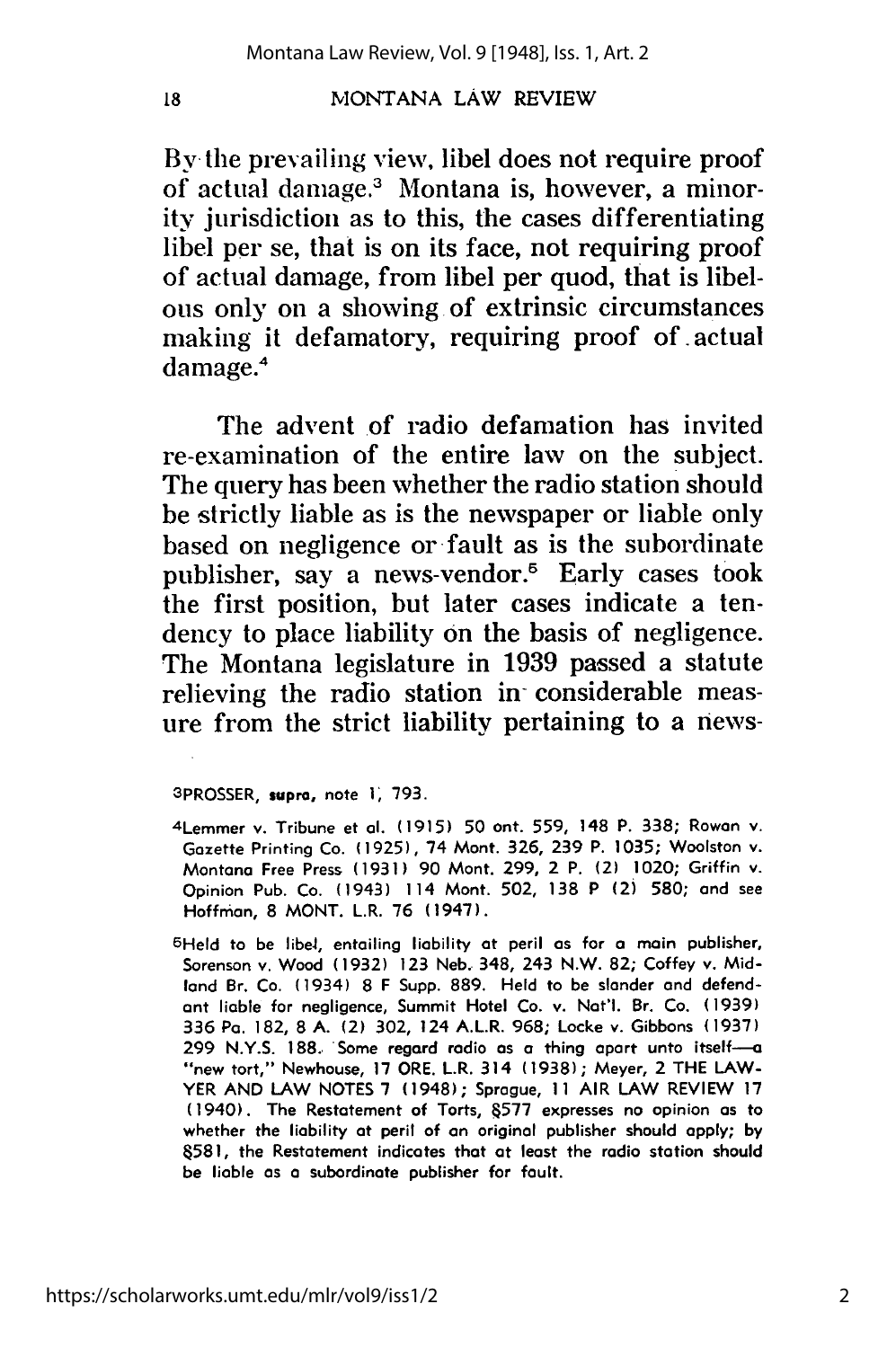By the prevailing view, libel does not require proof of actual damage.[3] Montana is, however, a minority jurisdiction as to this, the cases differentiating libel per se, that is on its face, not requiring proof of actual damage, from libel per quod, that is libelous only on a showing of extrinsic circumstances making it defamatory, requiring proof of actual damage.[4]

The advent of radio defamation has invited re-examination of the entire law on the subject. The query has been whether the radio station should be strictly liable as is the newspaper or liable only based on negligence or fault as is the subordinate publisher, say a news-vendor.[5] Early cases took the first position, but later cases indicate a tendency to place liability on the basis of negligence. The Montana legislature in 1939 passed a statute relieving the radio station in considerable measure from the strict liability pertaining to a news-

---

[3]PROSSER, *supra*, note 1, 793.

[4]Lemmer v. Tribune et al. (1915) 50 ont. 559, 148 P. 338; Rowan v. Gazette Printing Co. (1925), 74 Mont. 326, 239 P. 1035; Woolston v. Montana Free Press (1931) 90 Mont. 299, 2 P. (2) 1020; Griffin v. Opinion Pub. Co. (1943) 114 Mont. 502, 138 P (2) 580; and see Hoffman, 8 MONT. L.R. 76 (1947).

[5]Held to be libel, entailing liability at peril as for a main publisher, Sorenson v. Wood (1932) 123 Neb. 348, 243 N.W. 82; Coffey v. Midland Br. Co. (1934) 8 F Supp. 889. Held to be slander and defendant liable for negligence, Summit Hotel Co. v. Nat'l. Br. Co. (1939) 336 Pa. 182, 8 A. (2) 302, 124 A.L.R. 968; Locke v. Gibbons (1937) 299 N.Y.S. 188. Some regard radio as a thing apart unto itself—a "new tort," Newhouse, 17 ORE. L.R. 314 (1938); Meyer, 2 THE LAWYER AND LAW NOTES 7 (1948); Sprague, 11 AIR LAW REVIEW 17 (1940). The Restatement of Torts, §577 expresses no opinion as to whether the liability at peril of an original publisher should apply; by §581, the Restatement indicates that at least the radio station should be liable as a subordinate publisher for fault.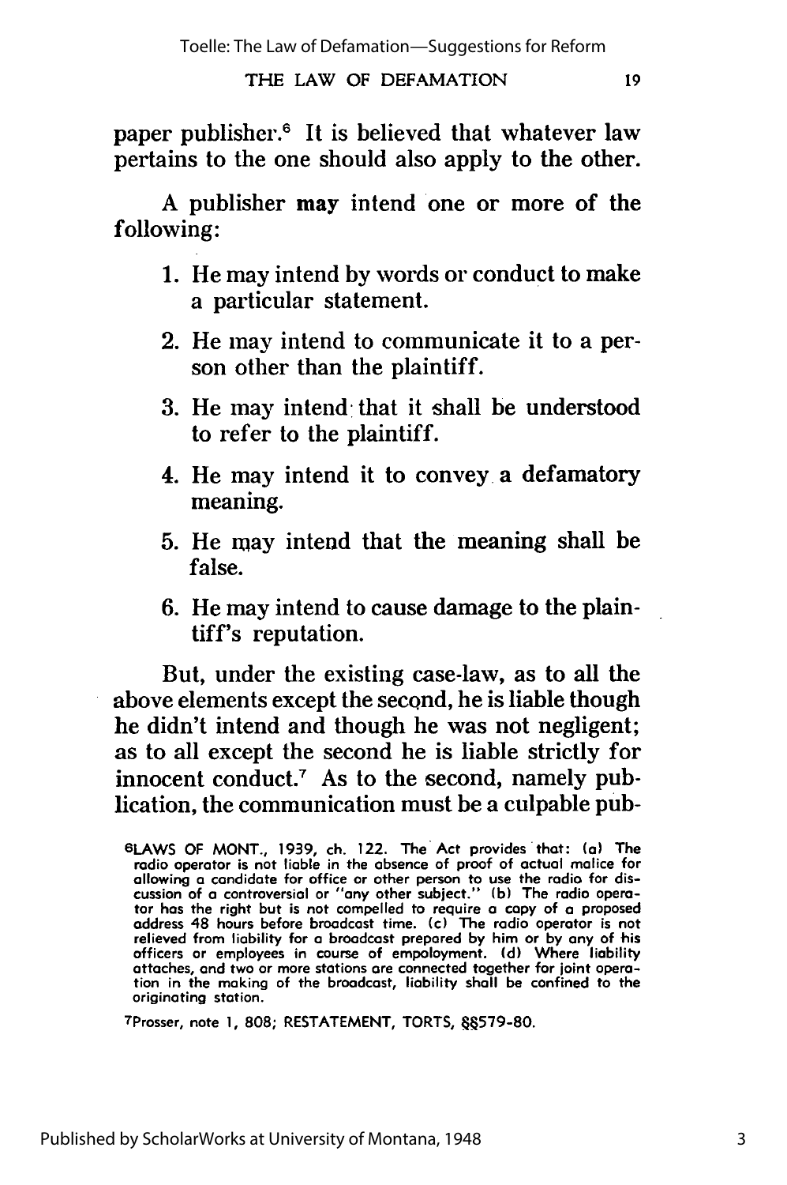paper publisher.[6] It is believed that whatever law pertains to the one should also apply to the other.

A publisher may intend one or more of the following:

1. He may intend by words or conduct to make a particular statement.
2. He may intend to communicate it to a person other than the plaintiff.
3. He may intend that it shall be understood to refer to the plaintiff.
4. He may intend it to convey a defamatory meaning.
5. He may intend that the meaning shall be false.
6. He may intend to cause damage to the plaintiff's reputation.

But, under the existing case-law, as to all the above elements except the second, he is liable though he didn't intend and though he was not negligent; as to all except the second he is liable strictly for innocent conduct.[7] As to the second, namely publication, the communication must be a culpable pub-

---

[6]LAWS OF MONT., 1939, ch. 122. The Act provides that: (a) The radio operator is not liable in the absence of proof of actual malice for allowing a candidate for office or other person to use the radio for discussion of a controversial or "any other subject." (b) The radio operator has the right but is not compelled to require a copy of a proposed address 48 hours before broadcast time. (c) The radio operator is not relieved from liability for a broadcast prepared by him or by any of his officers or employees in course of empoloyment. (d) Where liability attaches, and two or more stations are connected together for joint operation in the making of the broadcast, liability shall be confined to the originating station.

[7]Prosser, note 1, 808; RESTATEMENT, TORTS, §§579-80.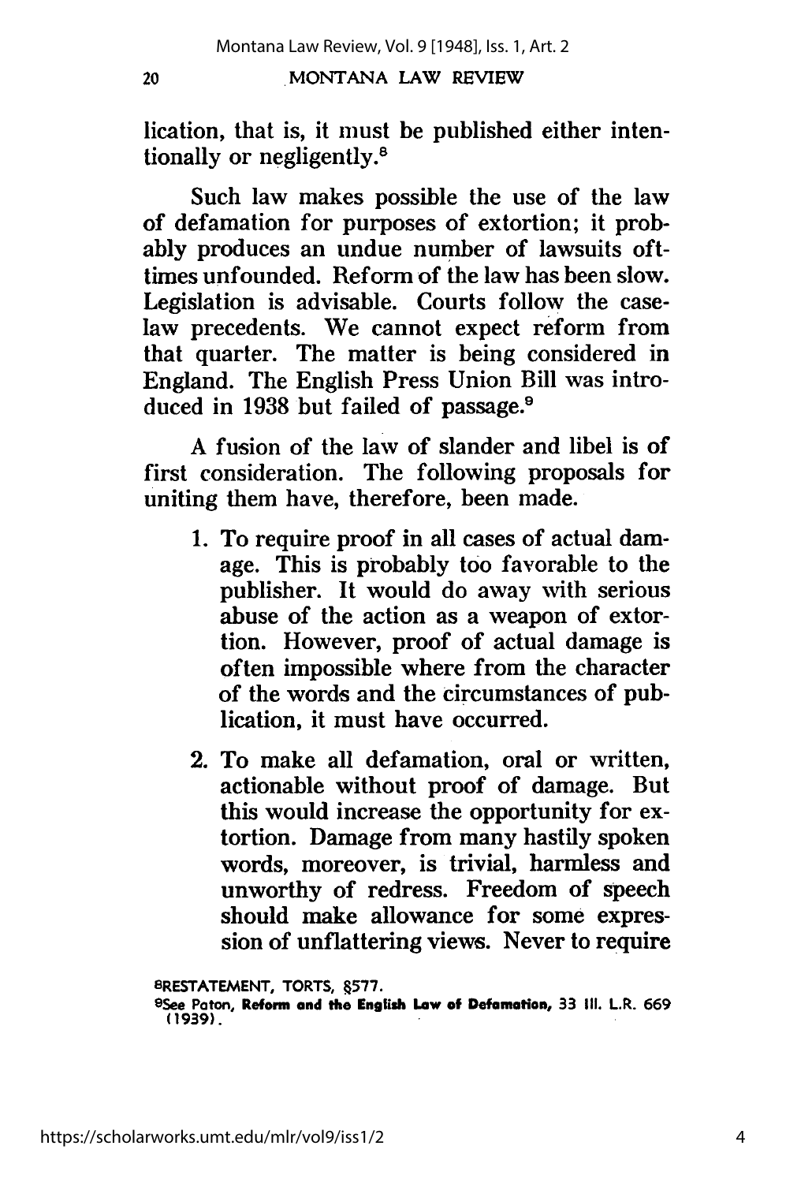lication, that is, it must be published either intentionally or negligently.[8]

Such law makes possible the use of the law of defamation for purposes of extortion; it probably produces an undue number of lawsuits ofttimes unfounded. Reform of the law has been slow. Legislation is advisable. Courts follow the case-law precedents. We cannot expect reform from that quarter. The matter is being considered in England. The English Press Union Bill was introduced in 1938 but failed of passage.[9]

A fusion of the law of slander and libel is of first consideration. The following proposals for uniting them have, therefore, been made.

1. To require proof in all cases of actual damage. This is probably too favorable to the publisher. It would do away with serious abuse of the action as a weapon of extortion. However, proof of actual damage is often impossible where from the character of the words and the circumstances of publication, it must have occurred.

2. To make all defamation, oral or written, actionable without proof of damage. But this would increase the opportunity for extortion. Damage from many hastily spoken words, moreover, is trivial, harmless and unworthy of redress. Freedom of speech should make allowance for some expression of unflattering views. Never to require

[8]RESTATEMENT, TORTS, §577.

[9]See Paton, **Reform and the English Law of Defamation**, 33 Ill. L.R. 669 (1939).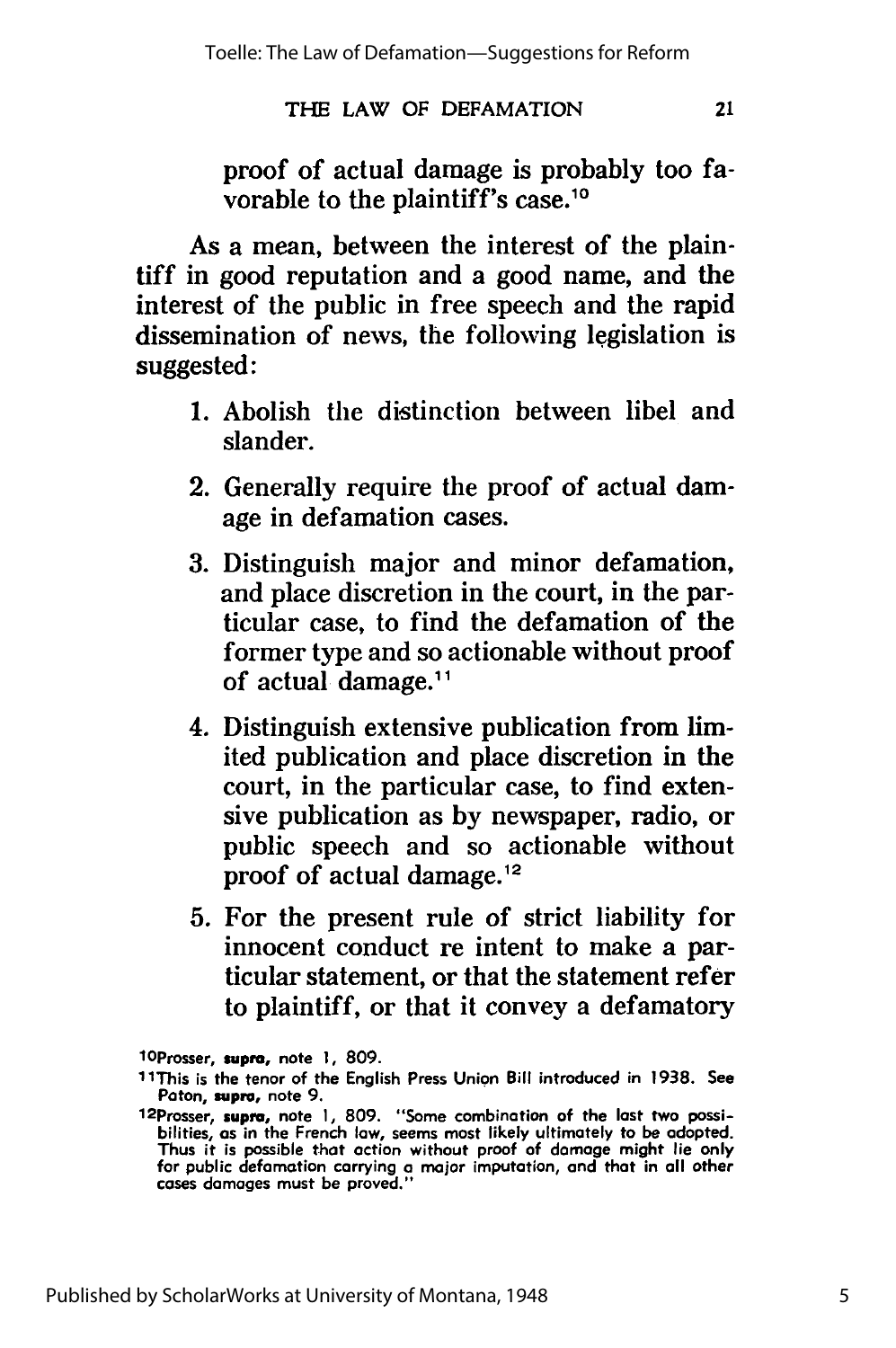proof of actual damage is probably too favorable to the plaintiff's case.[10]

As a mean, between the interest of the plaintiff in good reputation and a good name, and the interest of the public in free speech and the rapid dissemination of news, the following legislation is suggested:

1. Abolish the distinction between libel and slander.
2. Generally require the proof of actual damage in defamation cases.
3. Distinguish major and minor defamation, and place discretion in the court, in the particular case, to find the defamation of the former type and so actionable without proof of actual damage.[11]
4. Distinguish extensive publication from limited publication and place discretion in the court, in the particular case, to find extensive publication as by newspaper, radio, or public speech and so actionable without proof of actual damage.[12]
5. For the present rule of strict liability for innocent conduct re intent to make a particular statement, or that the statement refer to plaintiff, or that it convey a defamatory

---

[10] Prosser, *supra*, note 1, 809.

[11] This is the tenor of the English Press Union Bill introduced in 1938. See Paton, *supra*, note 9.

[12] Prosser, *supra*, note 1, 809. "Some combination of the last two possibilities, as in the French law, seems most likely ultimately to be adopted. Thus it is possible that action without proof of damage might lie only for public defamation carrying a major imputation, and that in all other cases damages must be proved."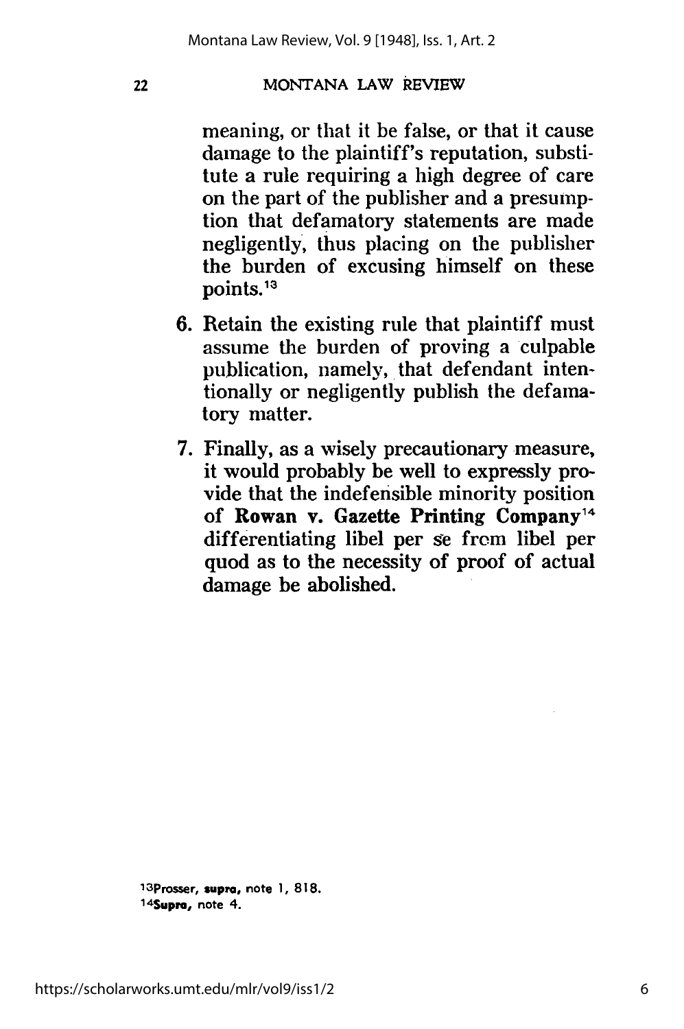meaning, or that it be false, or that it cause damage to the plaintiff's reputation, substitute a rule requiring a high degree of care on the part of the publisher and a presumption that defamatory statements are made negligently, thus placing on the publisher the burden of excusing himself on these points.[13]

6. Retain the existing rule that plaintiff must assume the burden of proving a culpable publication, namely, that defendant intentionally or negligently publish the defamatory matter.

7. Finally, as a wisely precautionary measure, it would probably be well to expressly provide that the indefensible minority position of **Rowan v. Gazette Printing Company**[14] differentiating libel per se from libel per quod as to the necessity of proof of actual damage be abolished.

[13]Prosser, *supra*, note 1, 818.
[14]*Supra*, note 4.